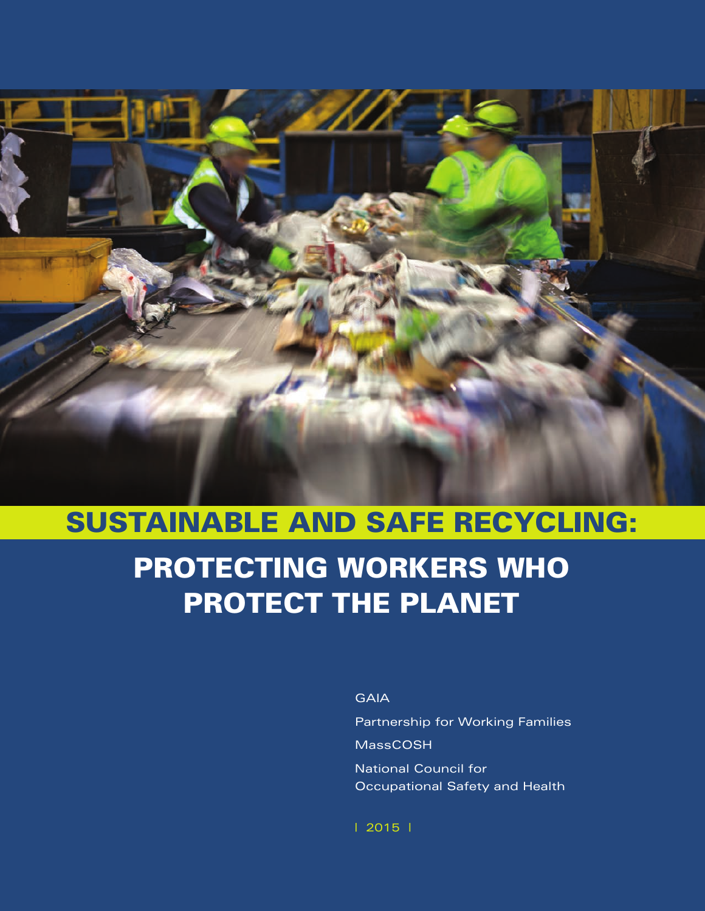# SUSTAINABLE AND SAFE RECYCLING:

## PROTECTING WORKERS WHO PROTECT THE PLANET

GAIA

Partnership for Working Families

MassCOSH

National Council for Occupational Safety and Health

| 2015 |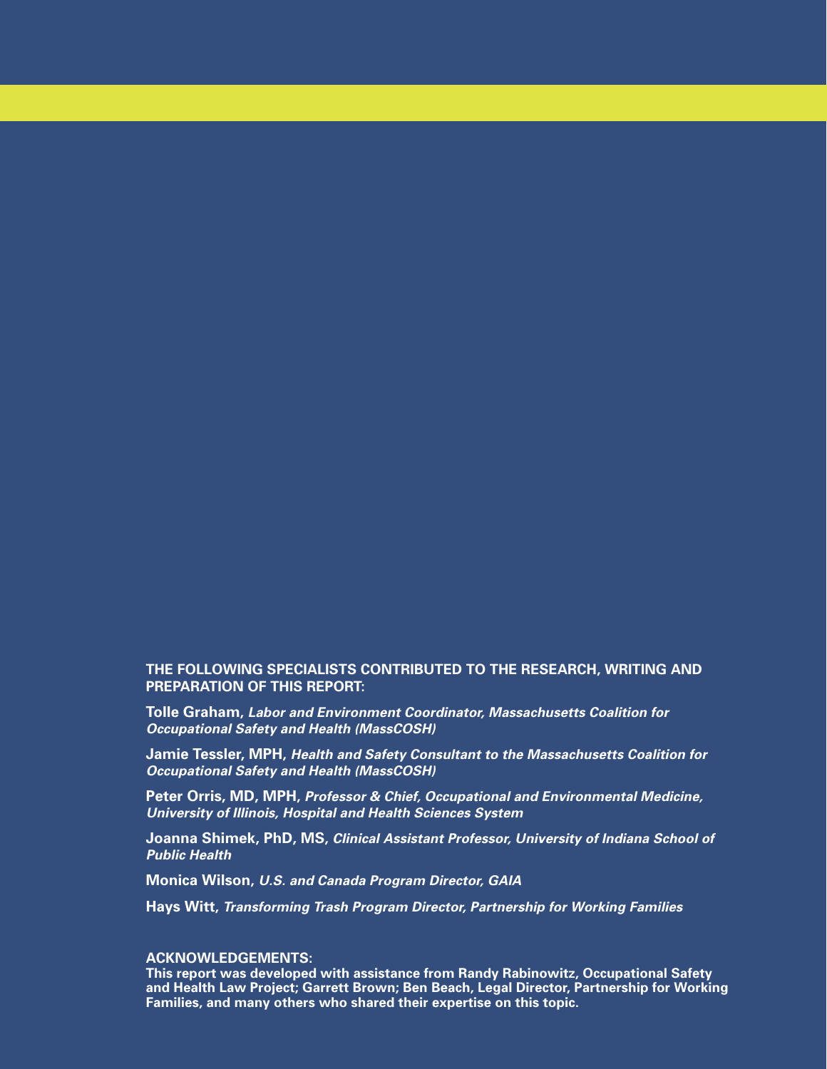**THE FOLLOWING SPECIALISTS CONTRIBUTED TO THE RESEARCH, WRITING AND PREPARATION OF THIS REPORT:**

**Tolle Graham,** ***Labor and Environment Coordinator, Massachusetts Coalition for Occupational Safety and Health (MassCOSH)***

**Jamie Tessler, MPH,** ***Health and Safety Consultant to the Massachusetts Coalition for Occupational Safety and Health (MassCOSH)***

**Peter Orris, MD, MPH,** ***Professor & Chief, Occupational and Environmental Medicine, University of Illinois, Hospital and Health Sciences System***

**Joanna Shimek, PhD, MS,** ***Clinical Assistant Professor, University of Indiana School of Public Health***

**Monica Wilson,** ***U.S. and Canada Program Director, GAIA***

**Hays Witt,** ***Transforming Trash Program Director, Partnership for Working Families***

**ACKNOWLEDGEMENTS:**

**This report was developed with assistance from Randy Rabinowitz, Occupational Safety and Health Law Project; Garrett Brown; Ben Beach, Legal Director, Partnership for Working Families, and many others who shared their expertise on this topic.**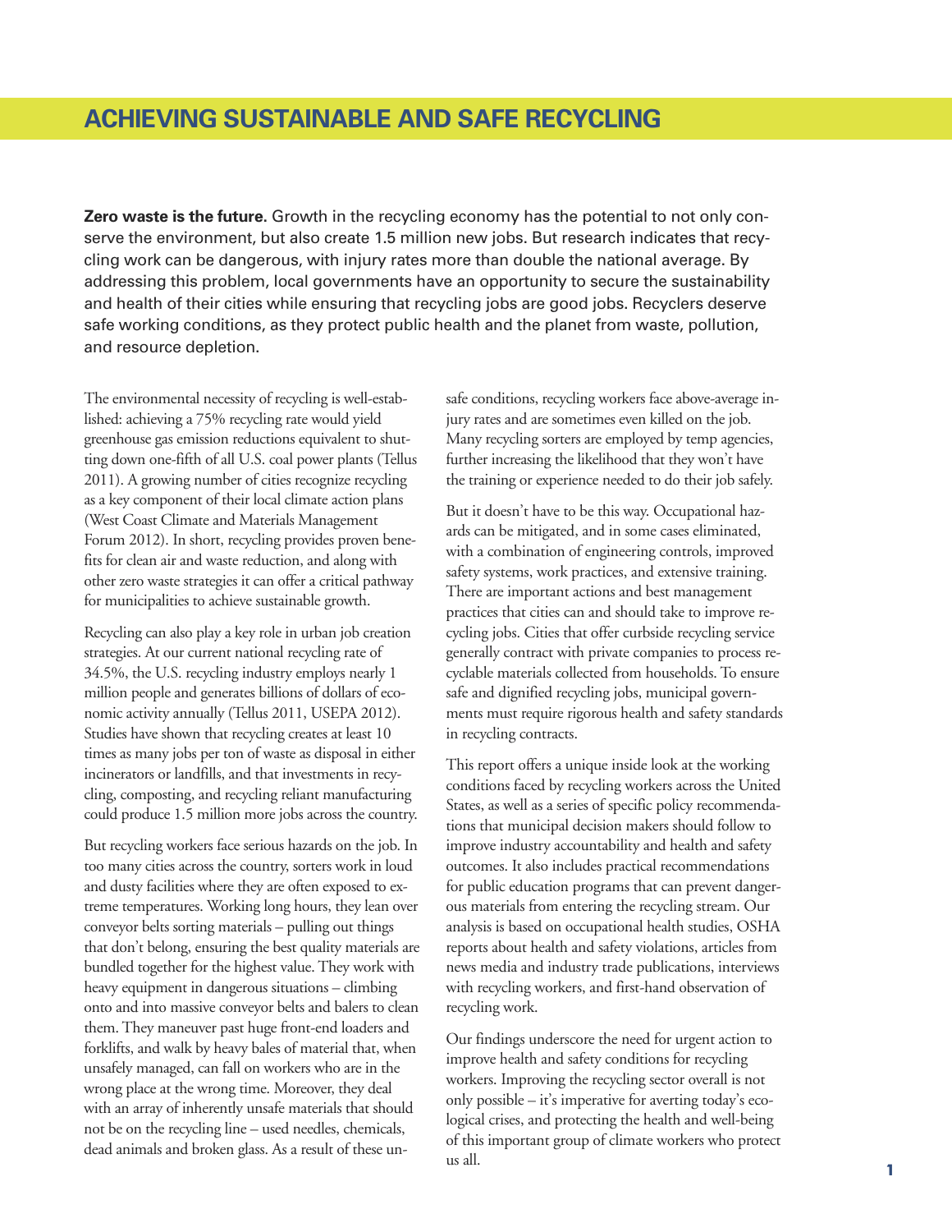# ACHIEVING SUSTAINABLE AND SAFE RECYCLING

**Zero waste is the future.** Growth in the recycling economy has the potential to not only conserve the environment, but also create 1.5 million new jobs. But research indicates that recycling work can be dangerous, with injury rates more than double the national average. By addressing this problem, local governments have an opportunity to secure the sustainability and health of their cities while ensuring that recycling jobs are good jobs. Recyclers deserve safe working conditions, as they protect public health and the planet from waste, pollution, and resource depletion.

The environmental necessity of recycling is well-established: achieving a 75% recycling rate would yield greenhouse gas emission reductions equivalent to shutting down one-fifth of all U.S. coal power plants (Tellus 2011). A growing number of cities recognize recycling as a key component of their local climate action plans (West Coast Climate and Materials Management Forum 2012). In short, recycling provides proven benefits for clean air and waste reduction, and along with other zero waste strategies it can offer a critical pathway for municipalities to achieve sustainable growth.

Recycling can also play a key role in urban job creation strategies. At our current national recycling rate of 34.5%, the U.S. recycling industry employs nearly 1 million people and generates billions of dollars of economic activity annually (Tellus 2011, USEPA 2012). Studies have shown that recycling creates at least 10 times as many jobs per ton of waste as disposal in either incinerators or landfills, and that investments in recycling, composting, and recycling reliant manufacturing could produce 1.5 million more jobs across the country.

But recycling workers face serious hazards on the job. In too many cities across the country, sorters work in loud and dusty facilities where they are often exposed to extreme temperatures. Working long hours, they lean over conveyor belts sorting materials – pulling out things that don't belong, ensuring the best quality materials are bundled together for the highest value. They work with heavy equipment in dangerous situations – climbing onto and into massive conveyor belts and balers to clean them. They maneuver past huge front-end loaders and forklifts, and walk by heavy bales of material that, when unsafely managed, can fall on workers who are in the wrong place at the wrong time. Moreover, they deal with an array of inherently unsafe materials that should not be on the recycling line – used needles, chemicals, dead animals and broken glass. As a result of these unsafe conditions, recycling workers face above-average injury rates and are sometimes even killed on the job. Many recycling sorters are employed by temp agencies, further increasing the likelihood that they won't have the training or experience needed to do their job safely.

But it doesn't have to be this way. Occupational hazards can be mitigated, and in some cases eliminated, with a combination of engineering controls, improved safety systems, work practices, and extensive training. There are important actions and best management practices that cities can and should take to improve recycling jobs. Cities that offer curbside recycling service generally contract with private companies to process recyclable materials collected from households. To ensure safe and dignified recycling jobs, municipal governments must require rigorous health and safety standards in recycling contracts.

This report offers a unique inside look at the working conditions faced by recycling workers across the United States, as well as a series of specific policy recommendations that municipal decision makers should follow to improve industry accountability and health and safety outcomes. It also includes practical recommendations for public education programs that can prevent dangerous materials from entering the recycling stream. Our analysis is based on occupational health studies, OSHA reports about health and safety violations, articles from news media and industry trade publications, interviews with recycling workers, and first-hand observation of recycling work.

Our findings underscore the need for urgent action to improve health and safety conditions for recycling workers. Improving the recycling sector overall is not only possible – it's imperative for averting today's ecological crises, and protecting the health and well-being of this important group of climate workers who protect us all.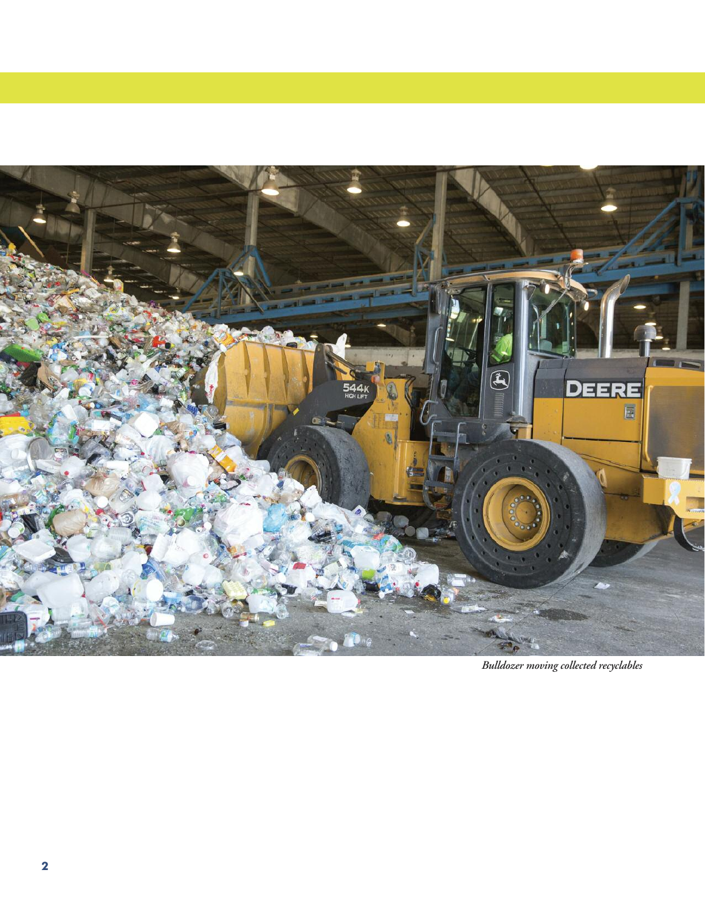*Bulldozer moving collected recyclables*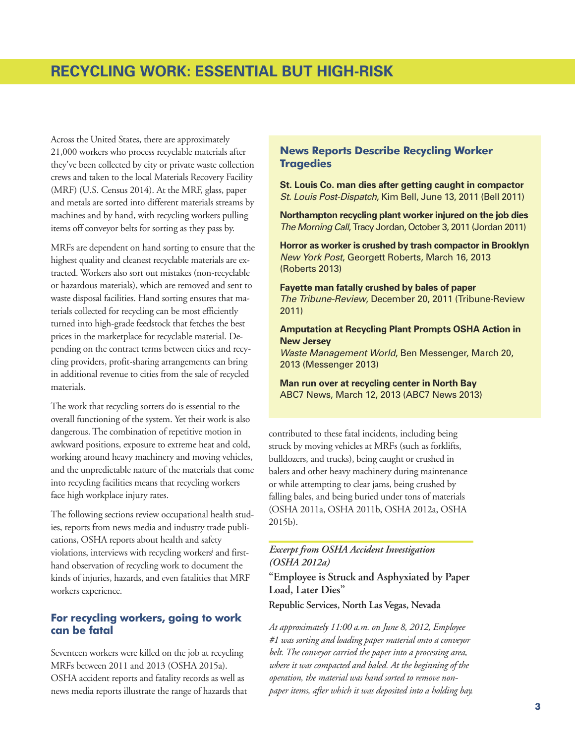# RECYCLING WORK: ESSENTIAL BUT HIGH-RISK

Across the United States, there are approximately 21,000 workers who process recyclable materials after they've been collected by city or private waste collection crews and taken to the local Materials Recovery Facility (MRF) (U.S. Census 2014). At the MRF, glass, paper and metals are sorted into different materials streams by machines and by hand, with recycling workers pulling items off conveyor belts for sorting as they pass by.

MRFs are dependent on hand sorting to ensure that the highest quality and cleanest recyclable materials are extracted. Workers also sort out mistakes (non-recyclable or hazardous materials), which are removed and sent to waste disposal facilities. Hand sorting ensures that materials collected for recycling can be most efficiently turned into high-grade feedstock that fetches the best prices in the marketplace for recyclable material. Depending on the contract terms between cities and recycling providers, profit-sharing arrangements can bring in additional revenue to cities from the sale of recycled materials.

The work that recycling sorters do is essential to the overall functioning of the system. Yet their work is also dangerous. The combination of repetitive motion in awkward positions, exposure to extreme heat and cold, working around heavy machinery and moving vehicles, and the unpredictable nature of the materials that come into recycling facilities means that recycling workers face high workplace injury rates.

The following sections review occupational health studies, reports from news media and industry trade publications, OSHA reports about health and safety violations, interviews with recycling workers[i] and first-hand observation of recycling work to document the kinds of injuries, hazards, and even fatalities that MRF workers experience.

## For recycling workers, going to work can be fatal

Seventeen workers were killed on the job at recycling MRFs between 2011 and 2013 (OSHA 2015a). OSHA accident reports and fatality records as well as news media reports illustrate the range of hazards that contributed to these fatal incidents, including being struck by moving vehicles at MRFs (such as forklifts, bulldozers, and trucks), being caught or crushed in balers and other heavy machinery during maintenance or while attempting to clear jams, being crushed by falling bales, and being buried under tons of materials (OSHA 2011a, OSHA 2011b, OSHA 2012a, OSHA 2015b).

### News Reports Describe Recycling Worker Tragedies

**St. Louis Co. man dies after getting caught in compactor**
*St. Louis Post-Dispatch*, Kim Bell, June 13, 2011 (Bell 2011)

**Northampton recycling plant worker injured on the job dies**
*The Morning Call*, Tracy Jordan, October 3, 2011 (Jordan 2011)

**Horror as worker is crushed by trash compactor in Brooklyn**
*New York Post*, Georgett Roberts, March 16, 2013 (Roberts 2013)

**Fayette man fatally crushed by bales of paper**
*The Tribune-Review*, December 20, 2011 (Tribune-Review 2011)

**Amputation at Recycling Plant Prompts OSHA Action in New Jersey**
*Waste Management World*, Ben Messenger, March 20, 2013 (Messenger 2013)

**Man run over at recycling center in North Bay**
ABC7 News, March 12, 2013 (ABC7 News 2013)

### *Excerpt from OSHA Accident Investigation (OSHA 2012a)*

**"Employee is Struck and Asphyxiated by Paper Load, Later Dies"**

**Republic Services, North Las Vegas, Nevada**

*At approximately 11:00 a.m. on June 8, 2012, Employee #1 was sorting and loading paper material onto a conveyor belt. The conveyor carried the paper into a processing area, where it was compacted and baled. At the beginning of the operation, the material was hand sorted to remove non-paper items, after which it was deposited into a holding bay.*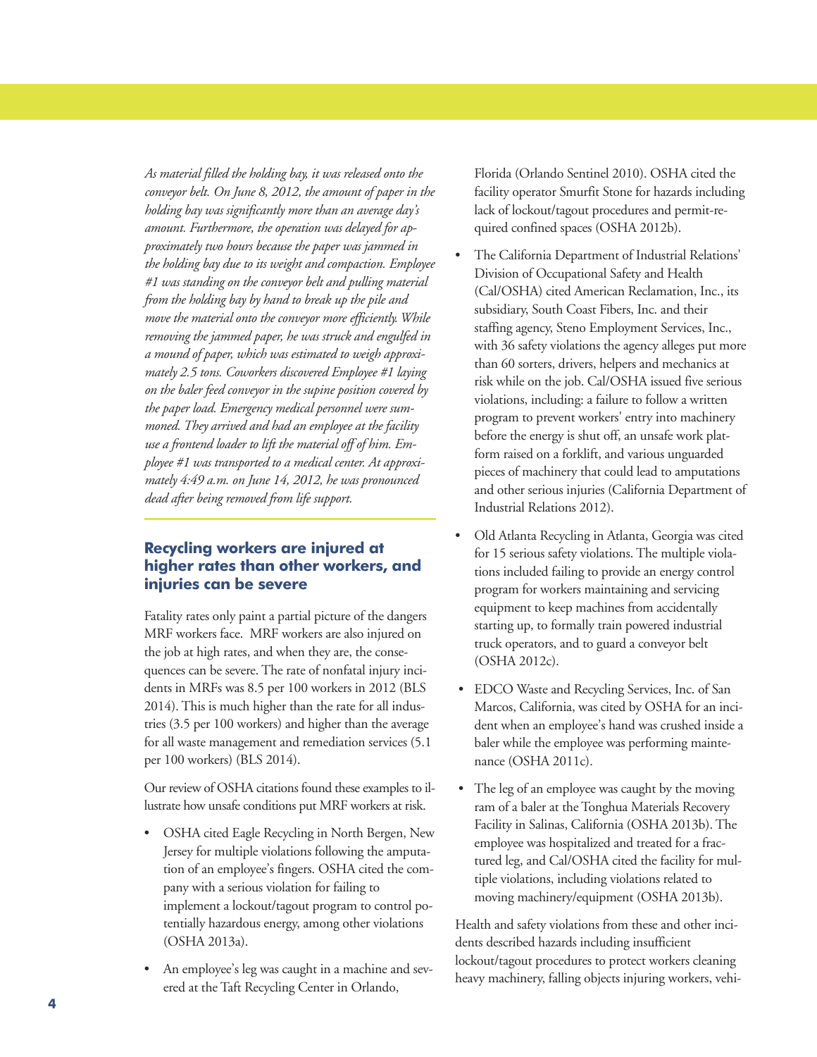*As material filled the holding bay, it was released onto the conveyor belt. On June 8, 2012, the amount of paper in the holding bay was significantly more than an average day's amount. Furthermore, the operation was delayed for approximately two hours because the paper was jammed in the holding bay due to its weight and compaction. Employee #1 was standing on the conveyor belt and pulling material from the holding bay by hand to break up the pile and move the material onto the conveyor more efficiently. While removing the jammed paper, he was struck and engulfed in a mound of paper, which was estimated to weigh approximately 2.5 tons. Coworkers discovered Employee #1 laying on the baler feed conveyor in the supine position covered by the paper load. Emergency medical personnel were summoned. They arrived and had an employee at the facility use a frontend loader to lift the material off of him. Employee #1 was transported to a medical center. At approximately 4:49 a.m. on June 14, 2012, he was pronounced dead after being removed from life support.*

### Recycling workers are injured at higher rates than other workers, and injuries can be severe

Fatality rates only paint a partial picture of the dangers MRF workers face. MRF workers are also injured on the job at high rates, and when they are, the consequences can be severe. The rate of nonfatal injury incidents in MRFs was 8.5 per 100 workers in 2012 (BLS 2014). This is much higher than the rate for all industries (3.5 per 100 workers) and higher than the average for all waste management and remediation services (5.1 per 100 workers) (BLS 2014).

Our review of OSHA citations found these examples to illustrate how unsafe conditions put MRF workers at risk.

- OSHA cited Eagle Recycling in North Bergen, New Jersey for multiple violations following the amputation of an employee's fingers. OSHA cited the company with a serious violation for failing to implement a lockout/tagout program to control potentially hazardous energy, among other violations (OSHA 2013a).
- An employee's leg was caught in a machine and severed at the Taft Recycling Center in Orlando, Florida (Orlando Sentinel 2010). OSHA cited the facility operator Smurfit Stone for hazards including lack of lockout/tagout procedures and permit-required confined spaces (OSHA 2012b).
- The California Department of Industrial Relations' Division of Occupational Safety and Health (Cal/OSHA) cited American Reclamation, Inc., its subsidiary, South Coast Fibers, Inc. and their staffing agency, Steno Employment Services, Inc., with 36 safety violations the agency alleges put more than 60 sorters, drivers, helpers and mechanics at risk while on the job. Cal/OSHA issued five serious violations, including: a failure to follow a written program to prevent workers' entry into machinery before the energy is shut off, an unsafe work platform raised on a forklift, and various unguarded pieces of machinery that could lead to amputations and other serious injuries (California Department of Industrial Relations 2012).
- Old Atlanta Recycling in Atlanta, Georgia was cited for 15 serious safety violations. The multiple violations included failing to provide an energy control program for workers maintaining and servicing equipment to keep machines from accidentally starting up, to formally train powered industrial truck operators, and to guard a conveyor belt (OSHA 2012c).
- EDCO Waste and Recycling Services, Inc. of San Marcos, California, was cited by OSHA for an incident when an employee's hand was crushed inside a baler while the employee was performing maintenance (OSHA 2011c).
- The leg of an employee was caught by the moving ram of a baler at the Tonghua Materials Recovery Facility in Salinas, California (OSHA 2013b). The employee was hospitalized and treated for a fractured leg, and Cal/OSHA cited the facility for multiple violations, including violations related to moving machinery/equipment (OSHA 2013b).

Health and safety violations from these and other incidents described hazards including insufficient lockout/tagout procedures to protect workers cleaning heavy machinery, falling objects injuring workers, vehi-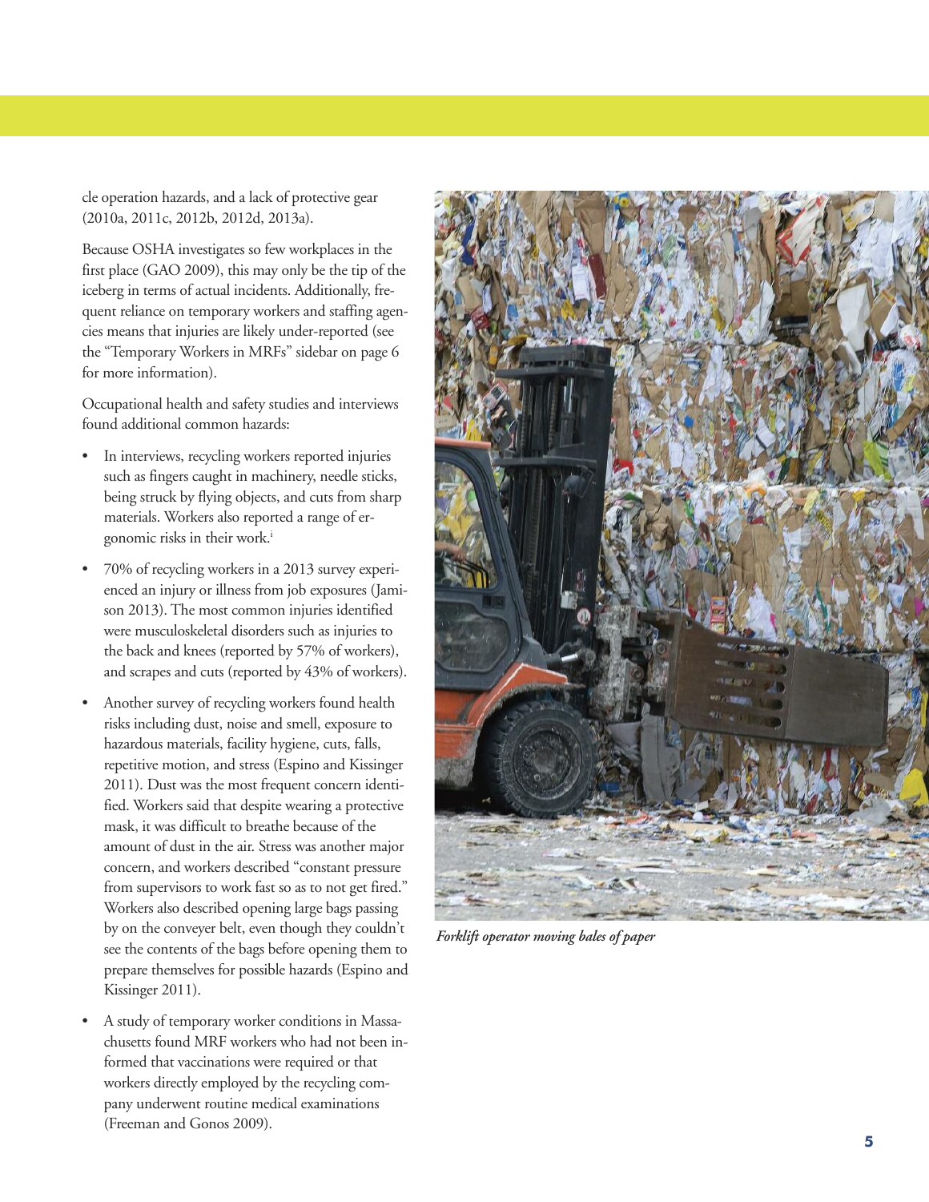cle operation hazards, and a lack of protective gear (2010a, 2011c, 2012b, 2012d, 2013a).

Because OSHA investigates so few workplaces in the first place (GAO 2009), this may only be the tip of the iceberg in terms of actual incidents. Additionally, frequent reliance on temporary workers and staffing agencies means that injuries are likely under-reported (see the "Temporary Workers in MRFs" sidebar on page 6 for more information).

Occupational health and safety studies and interviews found additional common hazards:

- In interviews, recycling workers reported injuries such as fingers caught in machinery, needle sticks, being struck by flying objects, and cuts from sharp materials. Workers also reported a range of ergonomic risks in their work.[i]
- 70% of recycling workers in a 2013 survey experienced an injury or illness from job exposures (Jamison 2013). The most common injuries identified were musculoskeletal disorders such as injuries to the back and knees (reported by 57% of workers), and scrapes and cuts (reported by 43% of workers).
- Another survey of recycling workers found health risks including dust, noise and smell, exposure to hazardous materials, facility hygiene, cuts, falls, repetitive motion, and stress (Espino and Kissinger 2011). Dust was the most frequent concern identified. Workers said that despite wearing a protective mask, it was difficult to breathe because of the amount of dust in the air. Stress was another major concern, and workers described "constant pressure from supervisors to work fast so as to not get fired." Workers also described opening large bags passing by on the conveyer belt, even though they couldn't see the contents of the bags before opening them to prepare themselves for possible hazards (Espino and Kissinger 2011).
- A study of temporary worker conditions in Massachusetts found MRF workers who had not been informed that vaccinations were required or that workers directly employed by the recycling company underwent routine medical examinations (Freeman and Gonos 2009).

*Forklift operator moving bales of paper*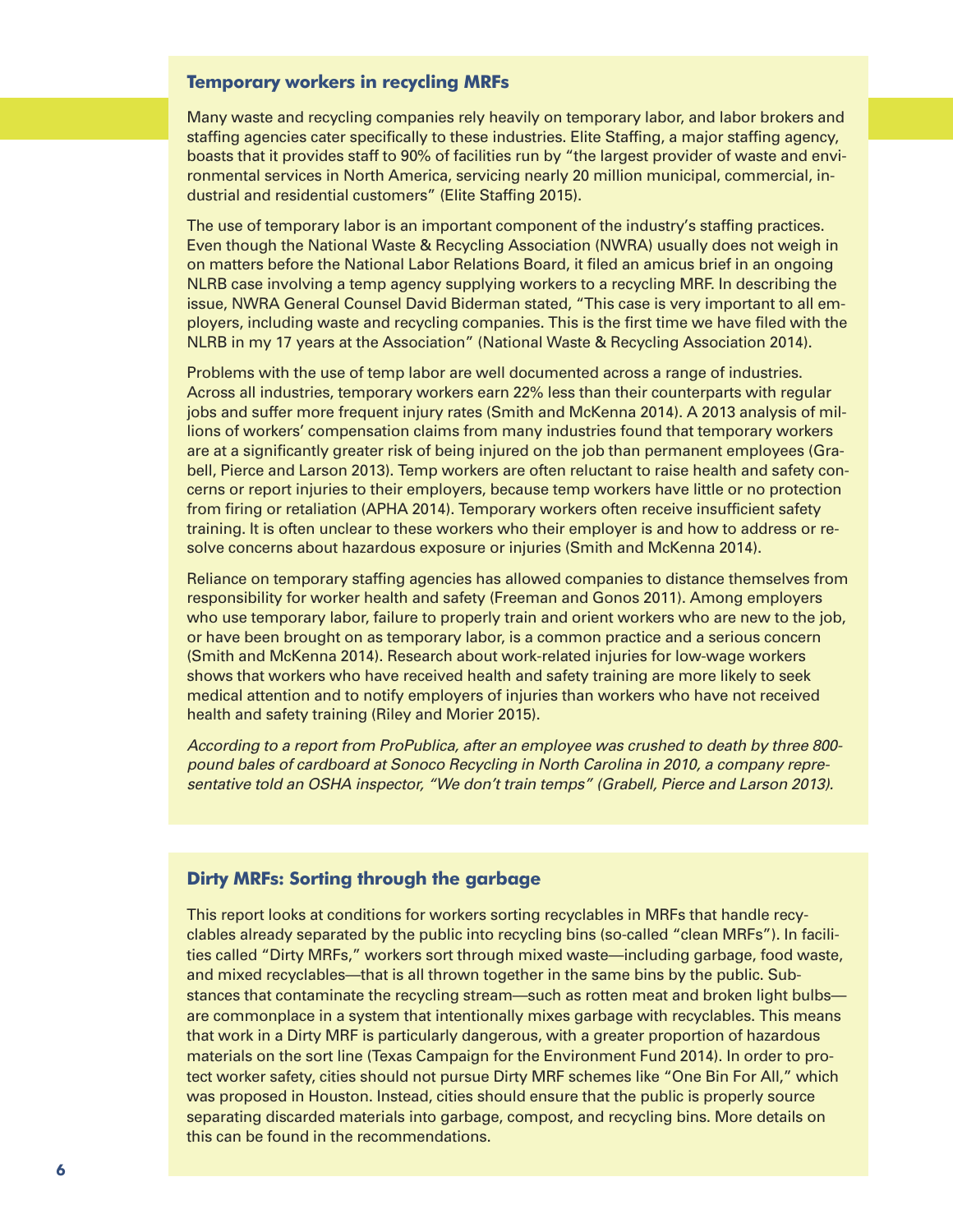### Temporary workers in recycling MRFs

Many waste and recycling companies rely heavily on temporary labor, and labor brokers and staffing agencies cater specifically to these industries. Elite Staffing, a major staffing agency, boasts that it provides staff to 90% of facilities run by "the largest provider of waste and environmental services in North America, servicing nearly 20 million municipal, commercial, industrial and residential customers" (Elite Staffing 2015).

The use of temporary labor is an important component of the industry's staffing practices. Even though the National Waste & Recycling Association (NWRA) usually does not weigh in on matters before the National Labor Relations Board, it filed an amicus brief in an ongoing NLRB case involving a temp agency supplying workers to a recycling MRF. In describing the issue, NWRA General Counsel David Biderman stated, "This case is very important to all employers, including waste and recycling companies. This is the first time we have filed with the NLRB in my 17 years at the Association" (National Waste & Recycling Association 2014).

Problems with the use of temp labor are well documented across a range of industries. Across all industries, temporary workers earn 22% less than their counterparts with regular jobs and suffer more frequent injury rates (Smith and McKenna 2014). A 2013 analysis of millions of workers' compensation claims from many industries found that temporary workers are at a significantly greater risk of being injured on the job than permanent employees (Grabell, Pierce and Larson 2013). Temp workers are often reluctant to raise health and safety concerns or report injuries to their employers, because temp workers have little or no protection from firing or retaliation (APHA 2014). Temporary workers often receive insufficient safety training. It is often unclear to these workers who their employer is and how to address or resolve concerns about hazardous exposure or injuries (Smith and McKenna 2014).

Reliance on temporary staffing agencies has allowed companies to distance themselves from responsibility for worker health and safety (Freeman and Gonos 2011). Among employers who use temporary labor, failure to properly train and orient workers who are new to the job, or have been brought on as temporary labor, is a common practice and a serious concern (Smith and McKenna 2014). Research about work-related injuries for low-wage workers shows that workers who have received health and safety training are more likely to seek medical attention and to notify employers of injuries than workers who have not received health and safety training (Riley and Morier 2015).

*According to a report from ProPublica, after an employee was crushed to death by three 800-pound bales of cardboard at Sonoco Recycling in North Carolina in 2010, a company representative told an OSHA inspector, "We don't train temps" (Grabell, Pierce and Larson 2013).*

### Dirty MRFs: Sorting through the garbage

This report looks at conditions for workers sorting recyclables in MRFs that handle recyclables already separated by the public into recycling bins (so-called "clean MRFs"). In facilities called "Dirty MRFs," workers sort through mixed waste—including garbage, food waste, and mixed recyclables—that is all thrown together in the same bins by the public. Substances that contaminate the recycling stream—such as rotten meat and broken light bulbs—are commonplace in a system that intentionally mixes garbage with recyclables. This means that work in a Dirty MRF is particularly dangerous, with a greater proportion of hazardous materials on the sort line (Texas Campaign for the Environment Fund 2014). In order to protect worker safety, cities should not pursue Dirty MRF schemes like "One Bin For All," which was proposed in Houston. Instead, cities should ensure that the public is properly source separating discarded materials into garbage, compost, and recycling bins. More details on this can be found in the recommendations.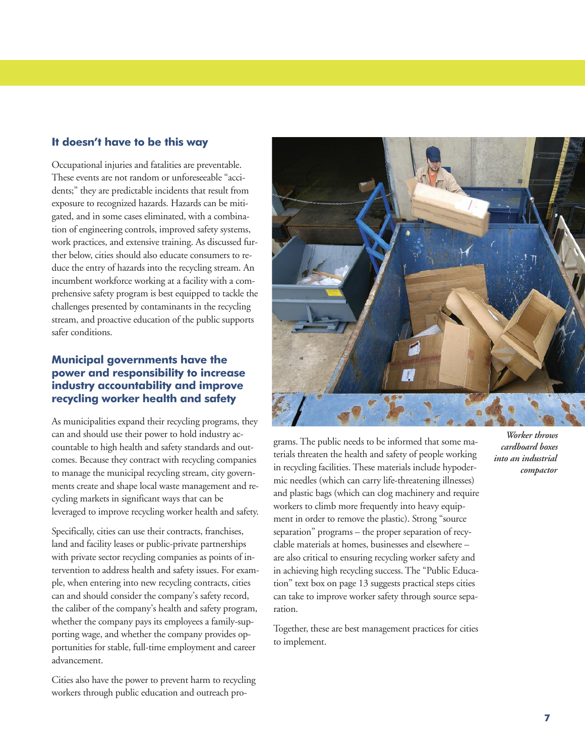## It doesn't have to be this way

Occupational injuries and fatalities are preventable. These events are not random or unforeseeable "accidents;" they are predictable incidents that result from exposure to recognized hazards. Hazards can be mitigated, and in some cases eliminated, with a combination of engineering controls, improved safety systems, work practices, and extensive training. As discussed further below, cities should also educate consumers to reduce the entry of hazards into the recycling stream. An incumbent workforce working at a facility with a comprehensive safety program is best equipped to tackle the challenges presented by contaminants in the recycling stream, and proactive education of the public supports safer conditions.

## Municipal governments have the power and responsibility to increase industry accountability and improve recycling worker health and safety

As municipalities expand their recycling programs, they can and should use their power to hold industry accountable to high health and safety standards and outcomes. Because they contract with recycling companies to manage the municipal recycling stream, city governments create and shape local waste management and recycling markets in significant ways that can be leveraged to improve recycling worker health and safety.

Specifically, cities can use their contracts, franchises, land and facility leases or public-private partnerships with private sector recycling companies as points of intervention to address health and safety issues. For example, when entering into new recycling contracts, cities can and should consider the company's safety record, the caliber of the company's health and safety program, whether the company pays its employees a family-supporting wage, and whether the company provides opportunities for stable, full-time employment and career advancement.

Cities also have the power to prevent harm to recycling workers through public education and outreach programs. The public needs to be informed that some materials threaten the health and safety of people working in recycling facilities. These materials include hypodermic needles (which can carry life-threatening illnesses) and plastic bags (which can clog machinery and require workers to climb more frequently into heavy equipment in order to remove the plastic). Strong "source separation" programs – the proper separation of recyclable materials at homes, businesses and elsewhere – are also critical to ensuring recycling worker safety and in achieving high recycling success. The "Public Education" text box on page 13 suggests practical steps cities can take to improve worker safety through source separation.

Together, these are best management practices for cities to implement.

*Worker throws cardboard boxes into an industrial compactor*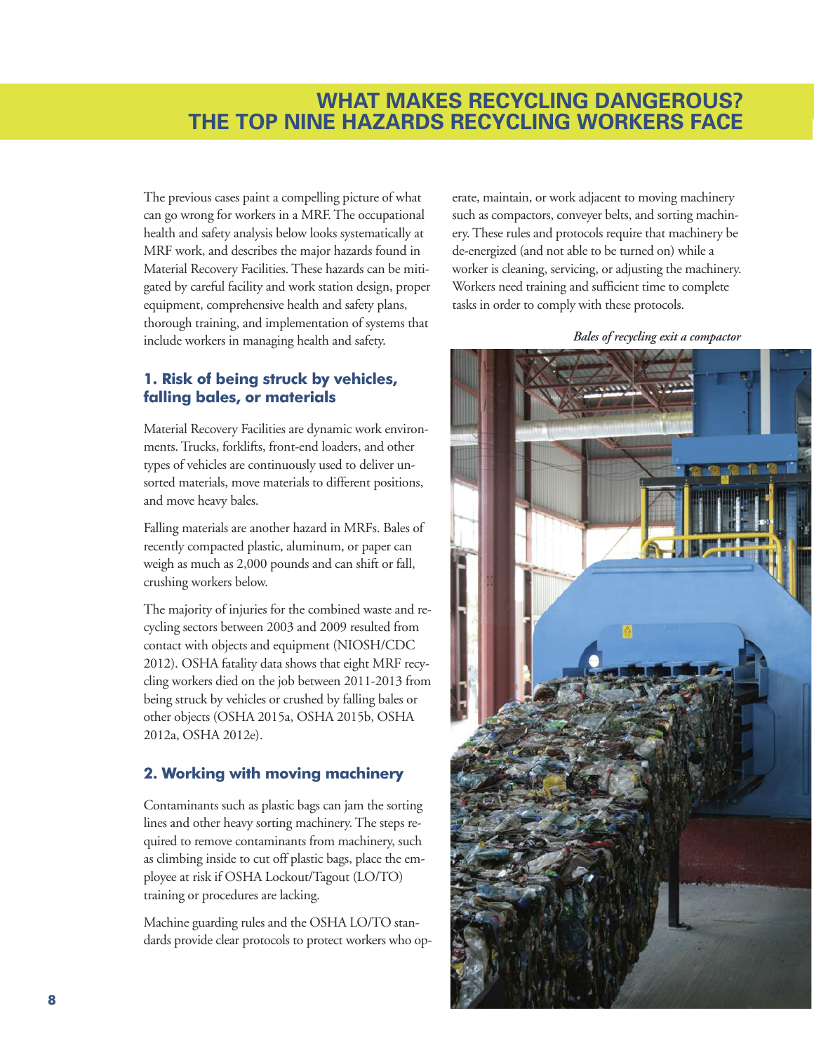# WHAT MAKES RECYCLING DANGEROUS? THE TOP NINE HAZARDS RECYCLING WORKERS FACE

The previous cases paint a compelling picture of what can go wrong for workers in a MRF. The occupational health and safety analysis below looks systematically at MRF work, and describes the major hazards found in Material Recovery Facilities. These hazards can be mitigated by careful facility and work station design, proper equipment, comprehensive health and safety plans, thorough training, and implementation of systems that include workers in managing health and safety.

## 1. Risk of being struck by vehicles, falling bales, or materials

Material Recovery Facilities are dynamic work environments. Trucks, forklifts, front-end loaders, and other types of vehicles are continuously used to deliver unsorted materials, move materials to different positions, and move heavy bales.

Falling materials are another hazard in MRFs. Bales of recently compacted plastic, aluminum, or paper can weigh as much as 2,000 pounds and can shift or fall, crushing workers below.

The majority of injuries for the combined waste and recycling sectors between 2003 and 2009 resulted from contact with objects and equipment (NIOSH/CDC 2012). OSHA fatality data shows that eight MRF recycling workers died on the job between 2011-2013 from being struck by vehicles or crushed by falling bales or other objects (OSHA 2015a, OSHA 2015b, OSHA 2012a, OSHA 2012e).

## 2. Working with moving machinery

Contaminants such as plastic bags can jam the sorting lines and other heavy sorting machinery. The steps required to remove contaminants from machinery, such as climbing inside to cut off plastic bags, place the employee at risk if OSHA Lockout/Tagout (LO/TO) training or procedures are lacking.

Machine guarding rules and the OSHA LO/TO standards provide clear protocols to protect workers who operate, maintain, or work adjacent to moving machinery such as compactors, conveyer belts, and sorting machinery. These rules and protocols require that machinery be de-energized (and not able to be turned on) while a worker is cleaning, servicing, or adjusting the machinery. Workers need training and sufficient time to complete tasks in order to comply with these protocols.

*Bales of recycling exit a compactor*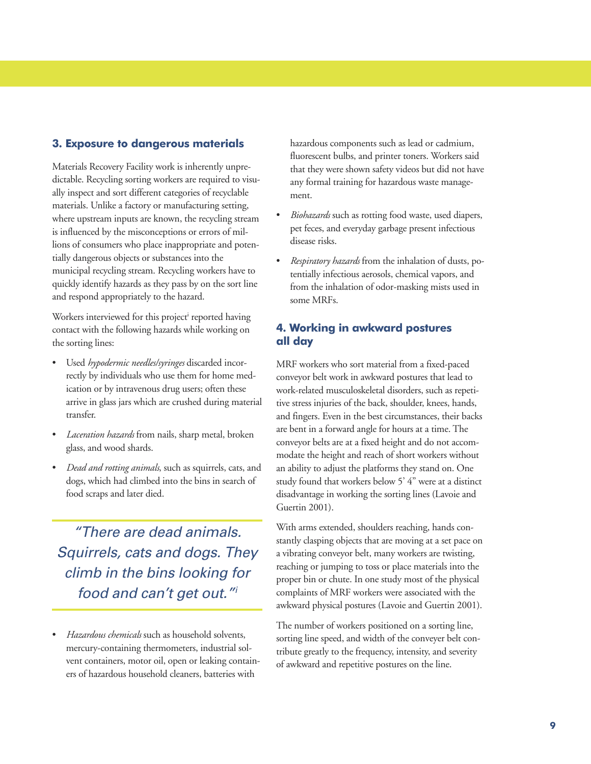### 3. Exposure to dangerous materials

Materials Recovery Facility work is inherently unpredictable. Recycling sorting workers are required to visually inspect and sort different categories of recyclable materials. Unlike a factory or manufacturing setting, where upstream inputs are known, the recycling stream is influenced by the misconceptions or errors of millions of consumers who place inappropriate and potentially dangerous objects or substances into the municipal recycling stream. Recycling workers have to quickly identify hazards as they pass by on the sort line and respond appropriately to the hazard.

Workers interviewed for this project[i] reported having contact with the following hazards while working on the sorting lines:

- Used *hypodermic needles/syringes* discarded incorrectly by individuals who use them for home medication or by intravenous drug users; often these arrive in glass jars which are crushed during material transfer.
- *Laceration hazards* from nails, sharp metal, broken glass, and wood shards.
- *Dead and rotting animals*, such as squirrels, cats, and dogs, which had climbed into the bins in search of food scraps and later died.

> *"There are dead animals. Squirrels, cats and dogs. They climb in the bins looking for food and can't get out."*[i]

- *Hazardous chemicals* such as household solvents, mercury-containing thermometers, industrial solvent containers, motor oil, open or leaking containers of hazardous household cleaners, batteries with hazardous components such as lead or cadmium, fluorescent bulbs, and printer toners. Workers said that they were shown safety videos but did not have any formal training for hazardous waste management.
- *Biohazards* such as rotting food waste, used diapers, pet feces, and everyday garbage present infectious disease risks.
- *Respiratory hazards* from the inhalation of dusts, potentially infectious aerosols, chemical vapors, and from the inhalation of odor-masking mists used in some MRFs.

### 4. Working in awkward postures all day

MRF workers who sort material from a fixed-paced conveyor belt work in awkward postures that lead to work-related musculoskeletal disorders, such as repetitive stress injuries of the back, shoulder, knees, hands, and fingers. Even in the best circumstances, their backs are bent in a forward angle for hours at a time. The conveyor belts are at a fixed height and do not accommodate the height and reach of short workers without an ability to adjust the platforms they stand on. One study found that workers below 5' 4" were at a distinct disadvantage in working the sorting lines (Lavoie and Guertin 2001).

With arms extended, shoulders reaching, hands constantly clasping objects that are moving at a set pace on a vibrating conveyor belt, many workers are twisting, reaching or jumping to toss or place materials into the proper bin or chute. In one study most of the physical complaints of MRF workers were associated with the awkward physical postures (Lavoie and Guertin 2001).

The number of workers positioned on a sorting line, sorting line speed, and width of the conveyer belt contribute greatly to the frequency, intensity, and severity of awkward and repetitive postures on the line.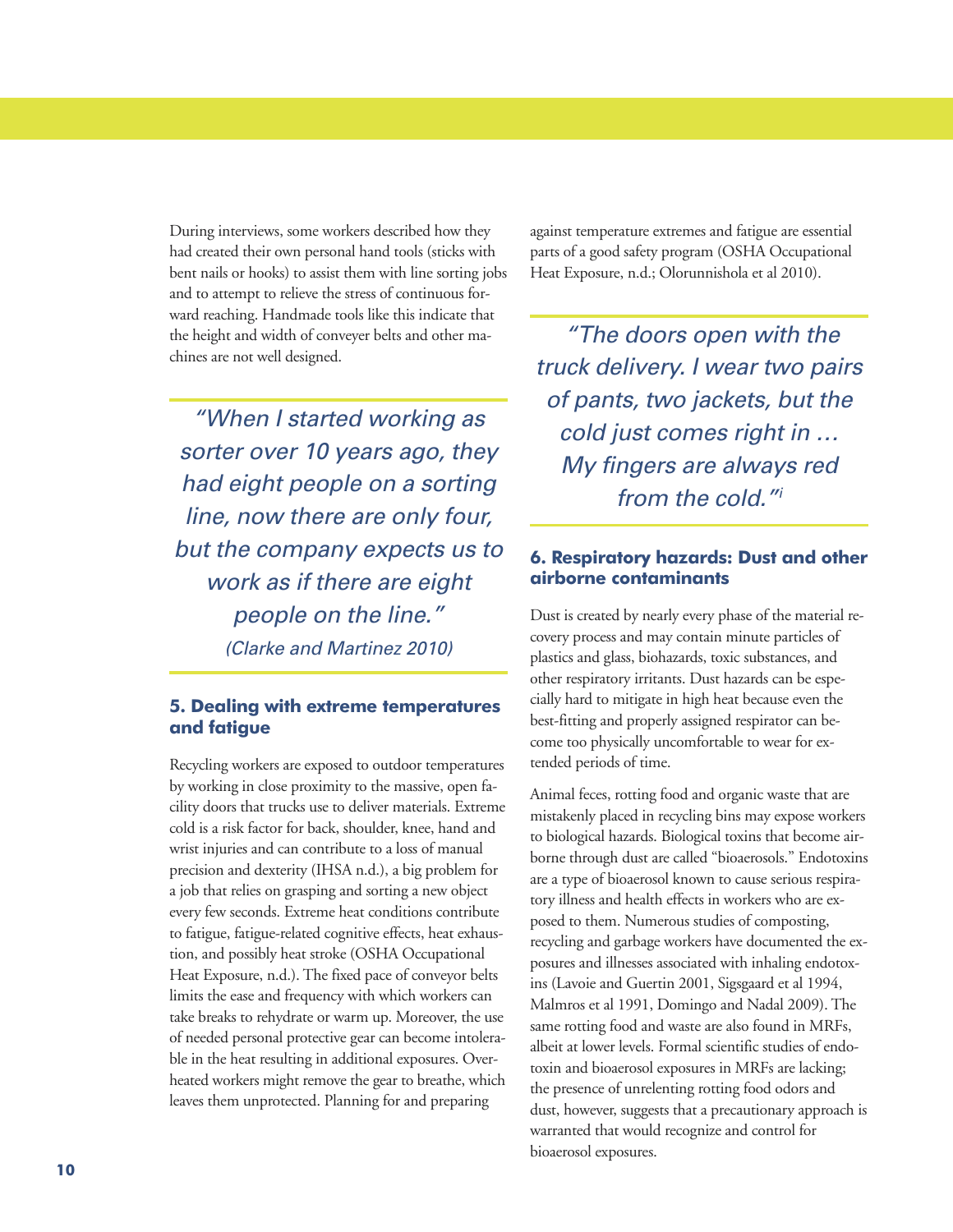During interviews, some workers described how they had created their own personal hand tools (sticks with bent nails or hooks) to assist them with line sorting jobs and to attempt to relieve the stress of continuous forward reaching. Handmade tools like this indicate that the height and width of conveyer belts and other machines are not well designed.

> *"When I started working as sorter over 10 years ago, they had eight people on a sorting line, now there are only four, but the company expects us to work as if there are eight people on the line."*
> *(Clarke and Martinez 2010)*

### 5. Dealing with extreme temperatures and fatigue

Recycling workers are exposed to outdoor temperatures by working in close proximity to the massive, open facility doors that trucks use to deliver materials. Extreme cold is a risk factor for back, shoulder, knee, hand and wrist injuries and can contribute to a loss of manual precision and dexterity (IHSA n.d.), a big problem for a job that relies on grasping and sorting a new object every few seconds. Extreme heat conditions contribute to fatigue, fatigue-related cognitive effects, heat exhaustion, and possibly heat stroke (OSHA Occupational Heat Exposure, n.d.). The fixed pace of conveyor belts limits the ease and frequency with which workers can take breaks to rehydrate or warm up. Moreover, the use of needed personal protective gear can become intolerable in the heat resulting in additional exposures. Overheated workers might remove the gear to breathe, which leaves them unprotected. Planning for and preparing against temperature extremes and fatigue are essential parts of a good safety program (OSHA Occupational Heat Exposure, n.d.; Olorunnishola et al 2010).

> *"The doors open with the truck delivery. I wear two pairs of pants, two jackets, but the cold just comes right in … My fingers are always red from the cold."*[i]

### 6. Respiratory hazards: Dust and other airborne contaminants

Dust is created by nearly every phase of the material recovery process and may contain minute particles of plastics and glass, biohazards, toxic substances, and other respiratory irritants. Dust hazards can be especially hard to mitigate in high heat because even the best-fitting and properly assigned respirator can become too physically uncomfortable to wear for extended periods of time.

Animal feces, rotting food and organic waste that are mistakenly placed in recycling bins may expose workers to biological hazards. Biological toxins that become airborne through dust are called "bioaerosols." Endotoxins are a type of bioaerosol known to cause serious respiratory illness and health effects in workers who are exposed to them. Numerous studies of composting, recycling and garbage workers have documented the exposures and illnesses associated with inhaling endotoxins (Lavoie and Guertin 2001, Sigsgaard et al 1994, Malmros et al 1991, Domingo and Nadal 2009). The same rotting food and waste are also found in MRFs, albeit at lower levels. Formal scientific studies of endotoxin and bioaerosol exposures in MRFs are lacking; the presence of unrelenting rotting food odors and dust, however, suggests that a precautionary approach is warranted that would recognize and control for bioaerosol exposures.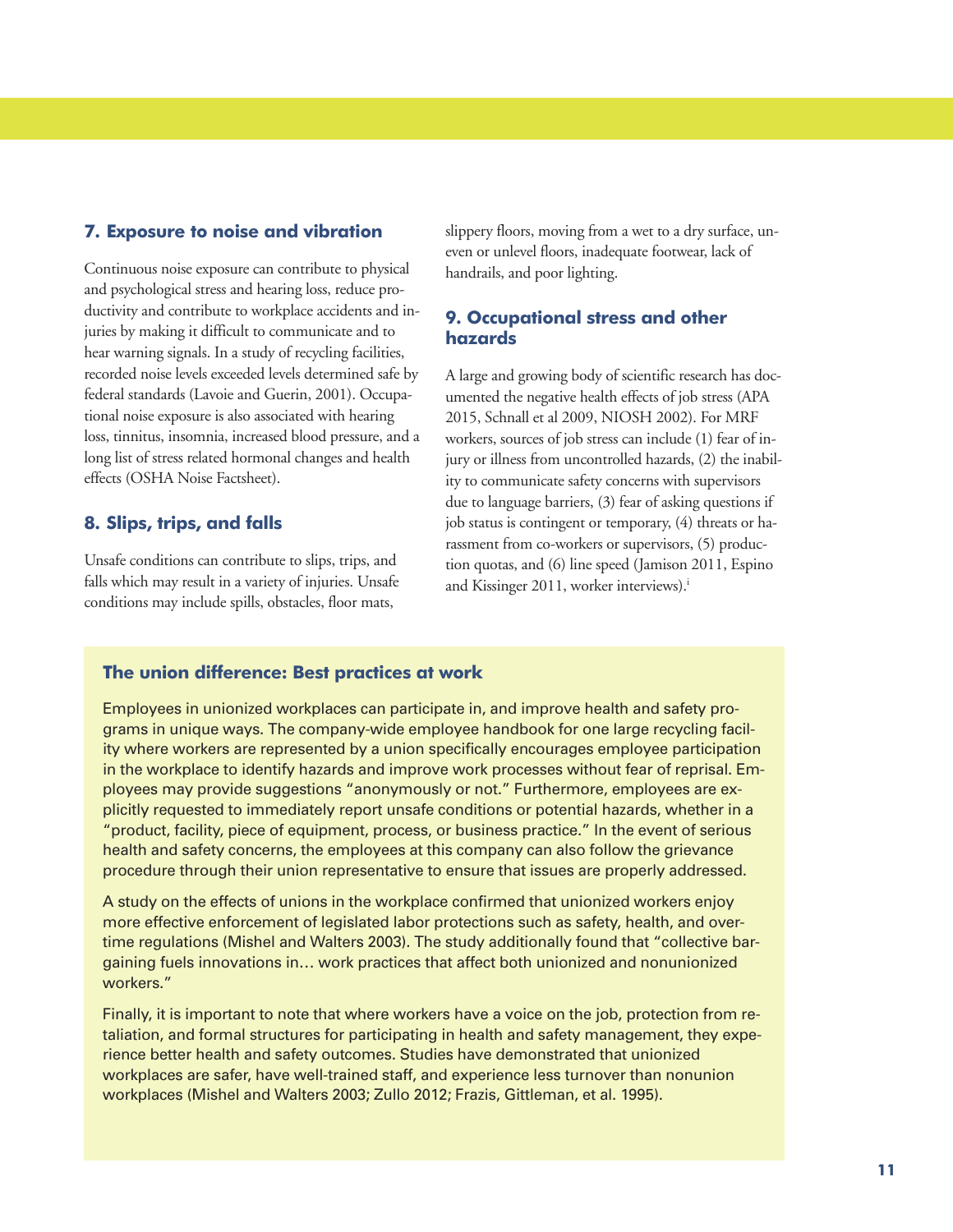### 7. Exposure to noise and vibration

Continuous noise exposure can contribute to physical and psychological stress and hearing loss, reduce productivity and contribute to workplace accidents and injuries by making it difficult to communicate and to hear warning signals. In a study of recycling facilities, recorded noise levels exceeded levels determined safe by federal standards (Lavoie and Guerin, 2001). Occupational noise exposure is also associated with hearing loss, tinnitus, insomnia, increased blood pressure, and a long list of stress related hormonal changes and health effects (OSHA Noise Factsheet).

### 8. Slips, trips, and falls

Unsafe conditions can contribute to slips, trips, and falls which may result in a variety of injuries. Unsafe conditions may include spills, obstacles, floor mats, slippery floors, moving from a wet to a dry surface, uneven or unlevel floors, inadequate footwear, lack of handrails, and poor lighting.

### 9. Occupational stress and other hazards

A large and growing body of scientific research has documented the negative health effects of job stress (APA 2015, Schnall et al 2009, NIOSH 2002). For MRF workers, sources of job stress can include (1) fear of injury or illness from uncontrolled hazards, (2) the inability to communicate safety concerns with supervisors due to language barriers, (3) fear of asking questions if job status is contingent or temporary, (4) threats or harassment from co-workers or supervisors, (5) production quotas, and (6) line speed (Jamison 2011, Espino and Kissinger 2011, worker interviews).[i]

### The union difference: Best practices at work

Employees in unionized workplaces can participate in, and improve health and safety programs in unique ways. The company-wide employee handbook for one large recycling facility where workers are represented by a union specifically encourages employee participation in the workplace to identify hazards and improve work processes without fear of reprisal. Employees may provide suggestions "anonymously or not." Furthermore, employees are explicitly requested to immediately report unsafe conditions or potential hazards, whether in a "product, facility, piece of equipment, process, or business practice." In the event of serious health and safety concerns, the employees at this company can also follow the grievance procedure through their union representative to ensure that issues are properly addressed.

A study on the effects of unions in the workplace confirmed that unionized workers enjoy more effective enforcement of legislated labor protections such as safety, health, and overtime regulations (Mishel and Walters 2003). The study additionally found that "collective bargaining fuels innovations in… work practices that affect both unionized and nonunionized workers."

Finally, it is important to note that where workers have a voice on the job, protection from retaliation, and formal structures for participating in health and safety management, they experience better health and safety outcomes. Studies have demonstrated that unionized workplaces are safer, have well-trained staff, and experience less turnover than nonunion workplaces (Mishel and Walters 2003; Zullo 2012; Frazis, Gittleman, et al. 1995).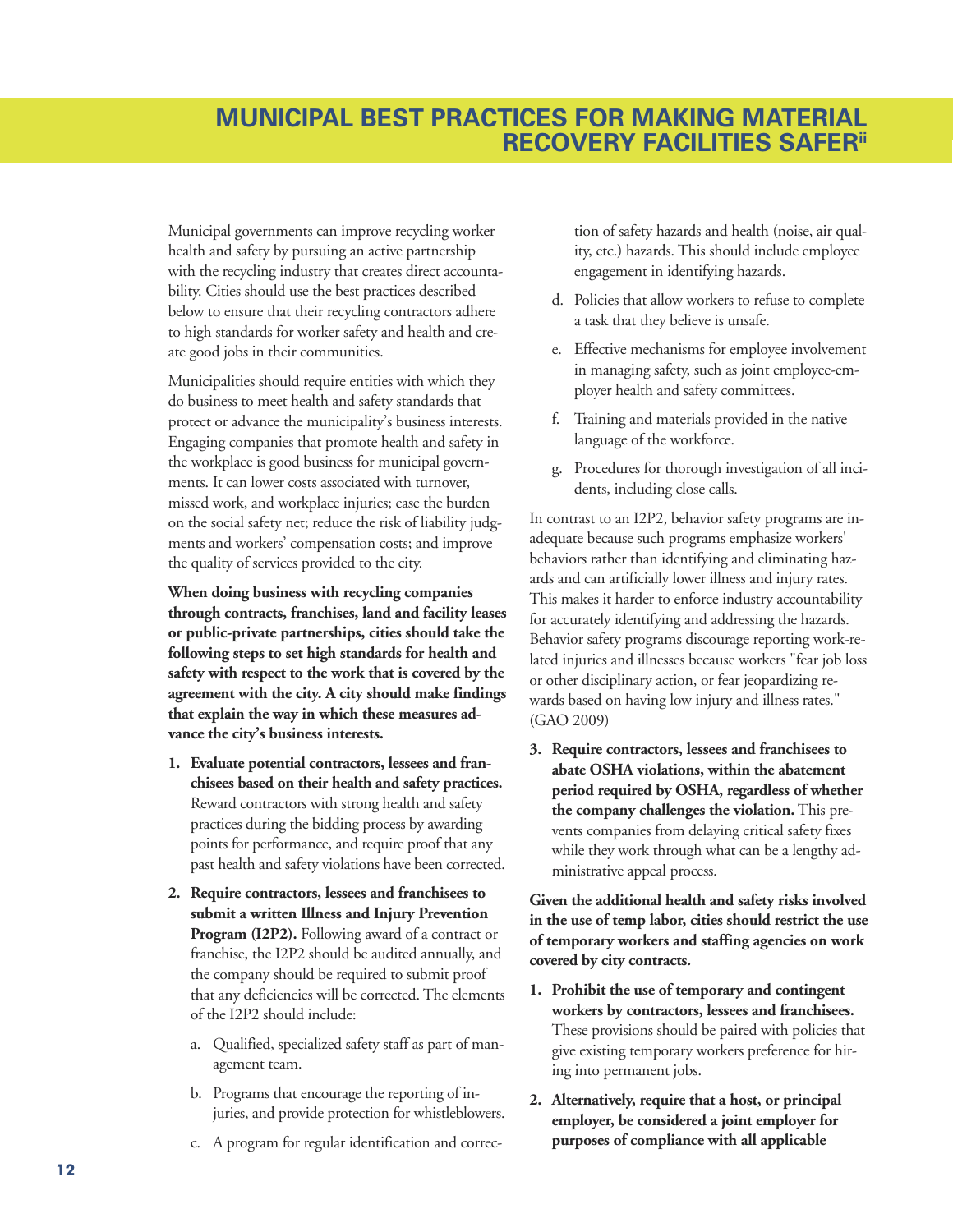# MUNICIPAL BEST PRACTICES FOR MAKING MATERIAL RECOVERY FACILITIES SAFER[ii]

Municipal governments can improve recycling worker health and safety by pursuing an active partnership with the recycling industry that creates direct accountability. Cities should use the best practices described below to ensure that their recycling contractors adhere to high standards for worker safety and health and create good jobs in their communities.

Municipalities should require entities with which they do business to meet health and safety standards that protect or advance the municipality's business interests. Engaging companies that promote health and safety in the workplace is good business for municipal governments. It can lower costs associated with turnover, missed work, and workplace injuries; ease the burden on the social safety net; reduce the risk of liability judgments and workers' compensation costs; and improve the quality of services provided to the city.

**When doing business with recycling companies through contracts, franchises, land and facility leases or public-private partnerships, cities should take the following steps to set high standards for health and safety with respect to the work that is covered by the agreement with the city. A city should make findings that explain the way in which these measures advance the city's business interests.**

1. **Evaluate potential contractors, lessees and franchisees based on their health and safety practices.** Reward contractors with strong health and safety practices during the bidding process by awarding points for performance, and require proof that any past health and safety violations have been corrected.
2. **Require contractors, lessees and franchisees to submit a written Illness and Injury Prevention Program (I2P2).** Following award of a contract or franchise, the I2P2 should be audited annually, and the company should be required to submit proof that any deficiencies will be corrected. The elements of the I2P2 should include:
   a. Qualified, specialized safety staff as part of management team.
   b. Programs that encourage the reporting of injuries, and provide protection for whistleblowers.
   c. A program for regular identification and correction of safety hazards and health (noise, air quality, etc.) hazards. This should include employee engagement in identifying hazards.
   d. Policies that allow workers to refuse to complete a task that they believe is unsafe.
   e. Effective mechanisms for employee involvement in managing safety, such as joint employee-employer health and safety committees.
   f. Training and materials provided in the native language of the workforce.
   g. Procedures for thorough investigation of all incidents, including close calls.

   In contrast to an I2P2, behavior safety programs are inadequate because such programs emphasize workers' behaviors rather than identifying and eliminating hazards and can artificially lower illness and injury rates. This makes it harder to enforce industry accountability for accurately identifying and addressing the hazards. Behavior safety programs discourage reporting work-related injuries and illnesses because workers "fear job loss or other disciplinary action, or fear jeopardizing rewards based on having low injury and illness rates." (GAO 2009)
3. **Require contractors, lessees and franchisees to abate OSHA violations, within the abatement period required by OSHA, regardless of whether the company challenges the violation.** This prevents companies from delaying critical safety fixes while they work through what can be a lengthy administrative appeal process.

**Given the additional health and safety risks involved in the use of temp labor, cities should restrict the use of temporary workers and staffing agencies on work covered by city contracts.**

1. **Prohibit the use of temporary and contingent workers by contractors, lessees and franchisees.** These provisions should be paired with policies that give existing temporary workers preference for hiring into permanent jobs.
2. **Alternatively, require that a host, or principal employer, be considered a joint employer for purposes of compliance with all applicable**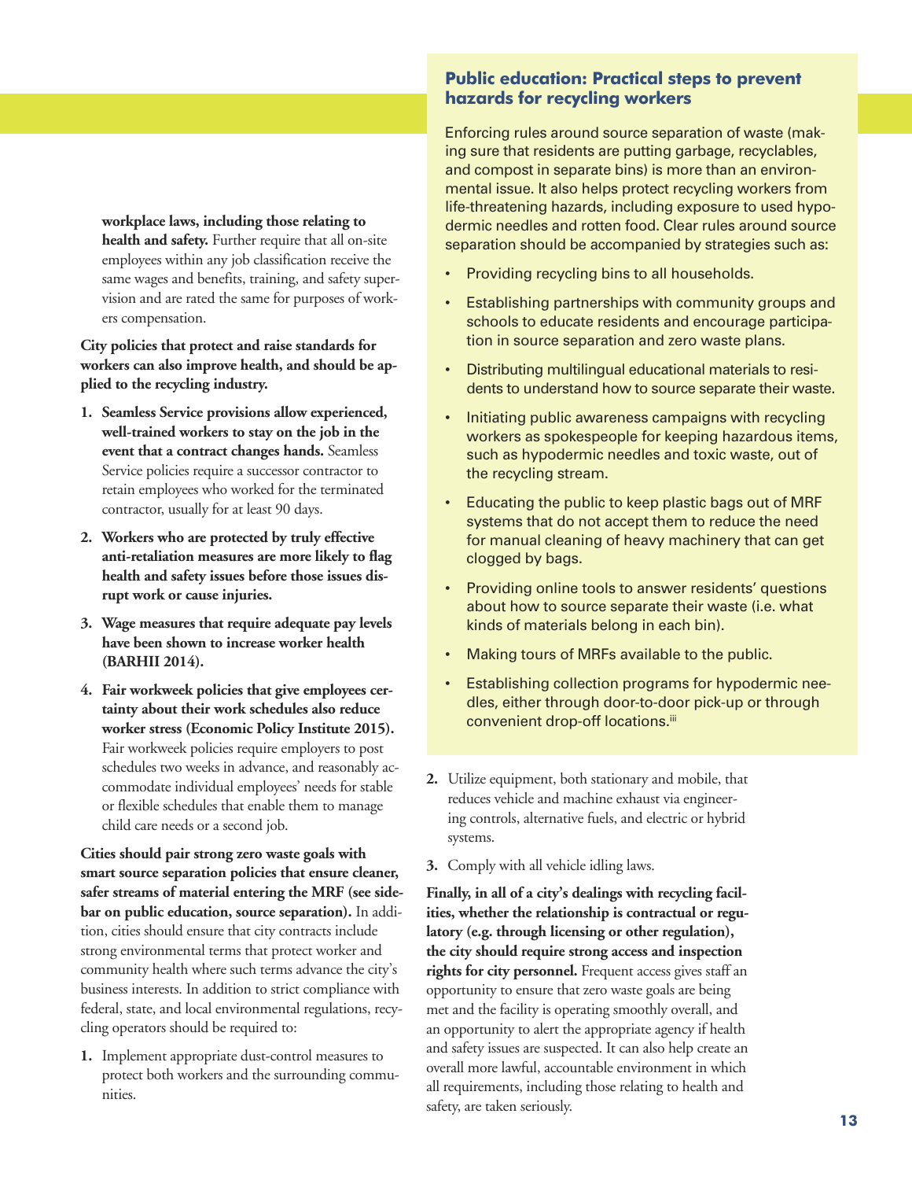**workplace laws, including those relating to health and safety.** Further require that all on-site employees within any job classification receive the same wages and benefits, training, and safety supervision and are rated the same for purposes of workers compensation.

**City policies that protect and raise standards for workers can also improve health, and should be applied to the recycling industry.**

1. **Seamless Service provisions allow experienced, well-trained workers to stay on the job in the event that a contract changes hands.** Seamless Service policies require a successor contractor to retain employees who worked for the terminated contractor, usually for at least 90 days.
2. **Workers who are protected by truly effective anti-retaliation measures are more likely to flag health and safety issues before those issues disrupt work or cause injuries.**
3. **Wage measures that require adequate pay levels have been shown to increase worker health (BARHII 2014).**
4. **Fair workweek policies that give employees certainty about their work schedules also reduce worker stress (Economic Policy Institute 2015).** Fair workweek policies require employers to post schedules two weeks in advance, and reasonably accommodate individual employees' needs for stable or flexible schedules that enable them to manage child care needs or a second job.

**Cities should pair strong zero waste goals with smart source separation policies that ensure cleaner, safer streams of material entering the MRF (see sidebar on public education, source separation).** In addition, cities should ensure that city contracts include strong environmental terms that protect worker and community health where such terms advance the city's business interests. In addition to strict compliance with federal, state, and local environmental regulations, recycling operators should be required to:

1. Implement appropriate dust-control measures to protect both workers and the surrounding communities.
2. Utilize equipment, both stationary and mobile, that reduces vehicle and machine exhaust via engineering controls, alternative fuels, and electric or hybrid systems.
3. Comply with all vehicle idling laws.

**Finally, in all of a city's dealings with recycling facilities, whether the relationship is contractual or regulatory (e.g. through licensing or other regulation), the city should require strong access and inspection rights for city personnel.** Frequent access gives staff an opportunity to ensure that zero waste goals are being met and the facility is operating smoothly overall, and an opportunity to alert the appropriate agency if health and safety issues are suspected. It can also help create an overall more lawful, accountable environment in which all requirements, including those relating to health and safety, are taken seriously.

## Public education: Practical steps to prevent hazards for recycling workers

Enforcing rules around source separation of waste (making sure that residents are putting garbage, recyclables, and compost in separate bins) is more than an environmental issue. It also helps protect recycling workers from life-threatening hazards, including exposure to used hypodermic needles and rotten food. Clear rules around source separation should be accompanied by strategies such as:

- Providing recycling bins to all households.
- Establishing partnerships with community groups and schools to educate residents and encourage participation in source separation and zero waste plans.
- Distributing multilingual educational materials to residents to understand how to source separate their waste.
- Initiating public awareness campaigns with recycling workers as spokespeople for keeping hazardous items, such as hypodermic needles and toxic waste, out of the recycling stream.
- Educating the public to keep plastic bags out of MRF systems that do not accept them to reduce the need for manual cleaning of heavy machinery that can get clogged by bags.
- Providing online tools to answer residents' questions about how to source separate their waste (i.e. what kinds of materials belong in each bin).
- Making tours of MRFs available to the public.
- Establishing collection programs for hypodermic needles, either through door-to-door pick-up or through convenient drop-off locations.[iii]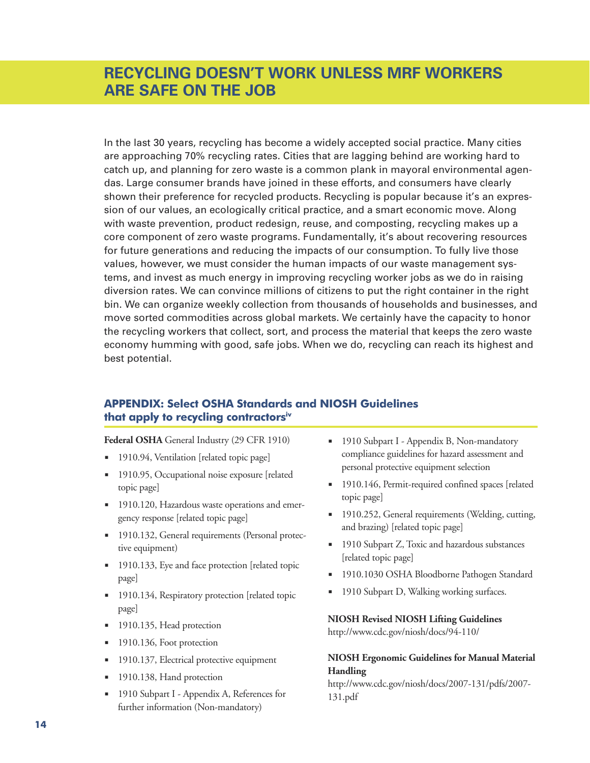## RECYCLING DOESN'T WORK UNLESS MRF WORKERS ARE SAFE ON THE JOB

In the last 30 years, recycling has become a widely accepted social practice. Many cities are approaching 70% recycling rates. Cities that are lagging behind are working hard to catch up, and planning for zero waste is a common plank in mayoral environmental agendas. Large consumer brands have joined in these efforts, and consumers have clearly shown their preference for recycled products. Recycling is popular because it's an expression of our values, an ecologically critical practice, and a smart economic move. Along with waste prevention, product redesign, reuse, and composting, recycling makes up a core component of zero waste programs. Fundamentally, it's about recovering resources for future generations and reducing the impacts of our consumption. To fully live those values, however, we must consider the human impacts of our waste management systems, and invest as much energy in improving recycling worker jobs as we do in raising diversion rates. We can convince millions of citizens to put the right container in the right bin. We can organize weekly collection from thousands of households and businesses, and move sorted commodities across global markets. We certainly have the capacity to honor the recycling workers that collect, sort, and process the material that keeps the zero waste economy humming with good, safe jobs. When we do, recycling can reach its highest and best potential.

### APPENDIX: Select OSHA Standards and NIOSH Guidelines that apply to recycling contractors[iv]

**Federal OSHA** General Industry (29 CFR 1910)

- 1910.94, Ventilation [related topic page]
- 1910.95, Occupational noise exposure [related topic page]
- 1910.120, Hazardous waste operations and emergency response [related topic page]
- 1910.132, General requirements (Personal protective equipment)
- 1910.133, Eye and face protection [related topic page]
- 1910.134, Respiratory protection [related topic page]
- 1910.135, Head protection
- 1910.136, Foot protection
- 1910.137, Electrical protective equipment
- 1910.138, Hand protection
- 1910 Subpart I - Appendix A, References for further information (Non-mandatory)
- 1910 Subpart I - Appendix B, Non-mandatory compliance guidelines for hazard assessment and personal protective equipment selection
- 1910.146, Permit-required confined spaces [related topic page]
- 1910.252, General requirements (Welding, cutting, and brazing) [related topic page]
- 1910 Subpart Z, Toxic and hazardous substances [related topic page]
- 1910.1030 OSHA Bloodborne Pathogen Standard
- 1910 Subpart D, Walking working surfaces.

**NIOSH Revised NIOSH Lifting Guidelines**
http://www.cdc.gov/niosh/docs/94-110/

**NIOSH Ergonomic Guidelines for Manual Material Handling**
http://www.cdc.gov/niosh/docs/2007-131/pdfs/2007-131.pdf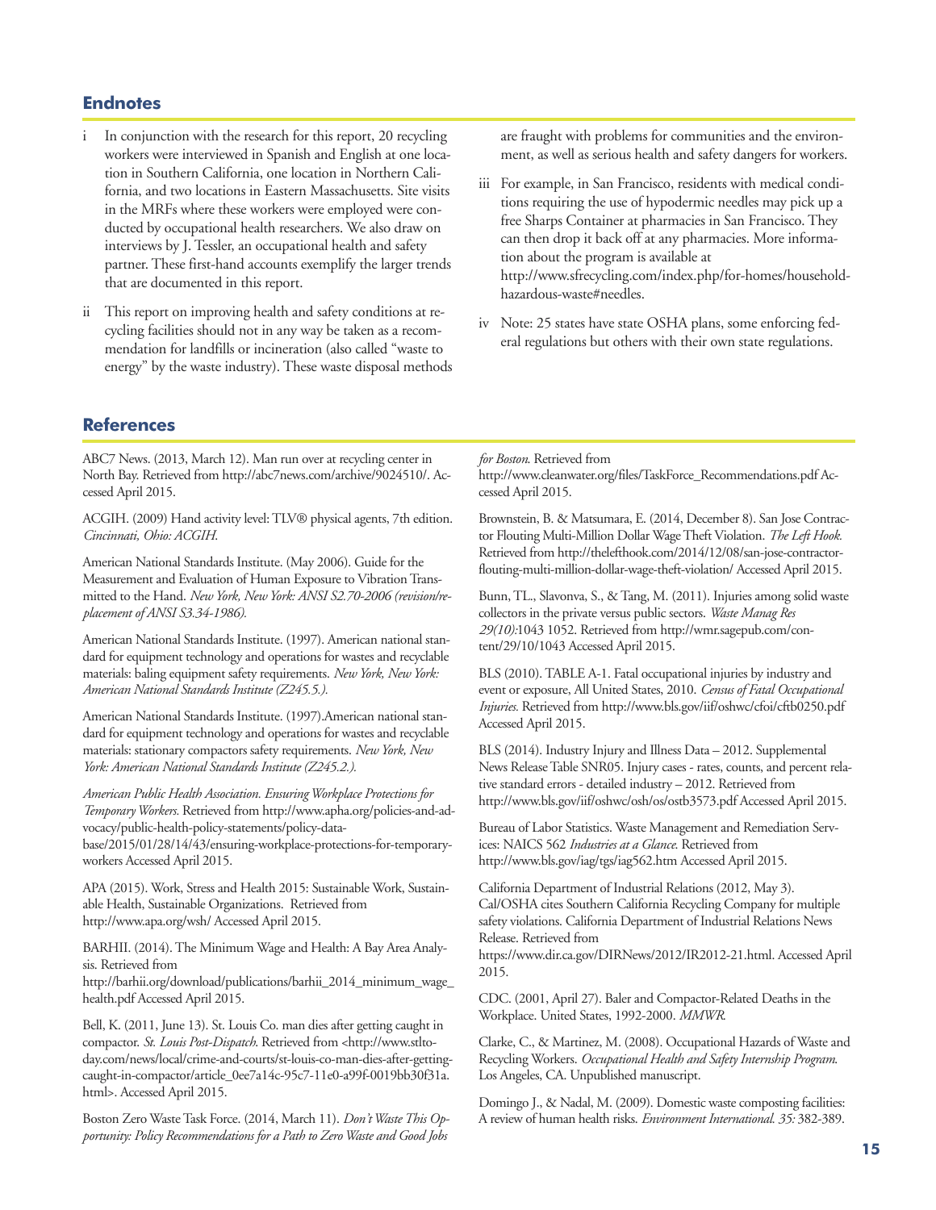## Endnotes

i In conjunction with the research for this report, 20 recycling workers were interviewed in Spanish and English at one location in Southern California, one location in Northern California, and two locations in Eastern Massachusetts. Site visits in the MRFs where these workers were employed were conducted by occupational health researchers. We also draw on interviews by J. Tessler, an occupational health and safety partner. These first-hand accounts exemplify the larger trends that are documented in this report.

ii This report on improving health and safety conditions at recycling facilities should not in any way be taken as a recommendation for landfills or incineration (also called "waste to energy" by the waste industry). These waste disposal methods are fraught with problems for communities and the environment, as well as serious health and safety dangers for workers.

iii For example, in San Francisco, residents with medical conditions requiring the use of hypodermic needles may pick up a free Sharps Container at pharmacies in San Francisco. They can then drop it back off at any pharmacies. More information about the program is available at http://www.sfrecycling.com/index.php/for-homes/household-hazardous-waste#needles.

iv Note: 25 states have state OSHA plans, some enforcing federal regulations but others with their own state regulations.

## References

ABC7 News. (2013, March 12). Man run over at recycling center in North Bay. Retrieved from http://abc7news.com/archive/9024510/. Accessed April 2015.

ACGIH. (2009) Hand activity level: TLV® physical agents, 7th edition. *Cincinnati, Ohio: ACGIH.*

American National Standards Institute. (May 2006). Guide for the Measurement and Evaluation of Human Exposure to Vibration Transmitted to the Hand. *New York, New York: ANSI S2.70-2006 (revision/replacement of ANSI S3.34-1986).*

American National Standards Institute. (1997). American national standard for equipment technology and operations for wastes and recyclable materials: baling equipment safety requirements. *New York, New York: American National Standards Institute (Z245.5.).*

American National Standards Institute. (1997).American national standard for equipment technology and operations for wastes and recyclable materials: stationary compactors safety requirements. *New York, New York: American National Standards Institute (Z245.2.).*

*American Public Health Association. Ensuring Workplace Protections for Temporary Workers.* Retrieved from http://www.apha.org/policies-and-advocacy/public-health-policy-statements/policy-data-base/2015/01/28/14/43/ensuring-workplace-protections-for-temporary-workers Accessed April 2015.

APA (2015). Work, Stress and Health 2015: Sustainable Work, Sustainable Health, Sustainable Organizations. Retrieved from http://www.apa.org/wsh/ Accessed April 2015.

BARHII. (2014). The Minimum Wage and Health: A Bay Area Analysis. Retrieved from http://barhii.org/download/publications/barhii_2014_minimum_wage_health.pdf Accessed April 2015.

Bell, K. (2011, June 13). St. Louis Co. man dies after getting caught in compactor. *St. Louis Post-Dispatch.* Retrieved from <http://www.stltoday.com/news/local/crime-and-courts/st-louis-co-man-dies-after-getting-caught-in-compactor/article_0ee7a14c-95c7-11e0-a99f-0019bb30f31a.html>. Accessed April 2015.

Boston Zero Waste Task Force. (2014, March 11). *Don't Waste This Opportunity: Policy Recommendations for a Path to Zero Waste and Good Jobs for Boston.* Retrieved from http://www.cleanwater.org/files/TaskForce_Recommendations.pdf Accessed April 2015.

Brownstein, B. & Matsumara, E. (2014, December 8). San Jose Contractor Flouting Multi-Million Dollar Wage Theft Violation. *The Left Hook.* Retrieved from http://thelefthook.com/2014/12/08/san-jose-contractor-flouting-multi-million-dollar-wage-theft-violation/ Accessed April 2015.

Bunn, TL., Slavonva, S., & Tang, M. (2011). Injuries among solid waste collectors in the private versus public sectors. *Waste Manag Res 29(10):*1043 1052. Retrieved from http://wmr.sagepub.com/content/29/10/1043 Accessed April 2015.

BLS (2010). TABLE A-1. Fatal occupational injuries by industry and event or exposure, All United States, 2010. *Census of Fatal Occupational Injuries.* Retrieved from http://www.bls.gov/iif/oshwc/cfoi/cftb0250.pdf Accessed April 2015.

BLS (2014). Industry Injury and Illness Data – 2012. Supplemental News Release Table SNR05. Injury cases - rates, counts, and percent relative standard errors - detailed industry – 2012. Retrieved from http://www.bls.gov/iif/oshwc/osh/os/ostb3573.pdf Accessed April 2015.

Bureau of Labor Statistics. Waste Management and Remediation Services: NAICS 562 *Industries at a Glance.* Retrieved from http://www.bls.gov/iag/tgs/iag562.htm Accessed April 2015.

California Department of Industrial Relations (2012, May 3). Cal/OSHA cites Southern California Recycling Company for multiple safety violations. California Department of Industrial Relations News Release. Retrieved from https://www.dir.ca.gov/DIRNews/2012/IR2012-21.html. Accessed April 2015.

CDC. (2001, April 27). Baler and Compactor-Related Deaths in the Workplace. United States, 1992-2000. *MMWR.*

Clarke, C., & Martinez, M. (2008). Occupational Hazards of Waste and Recycling Workers. *Occupational Health and Safety Internship Program.* Los Angeles, CA. Unpublished manuscript.

Domingo J., & Nadal, M. (2009). Domestic waste composting facilities: A review of human health risks. *Environment International. 35:* 382-389.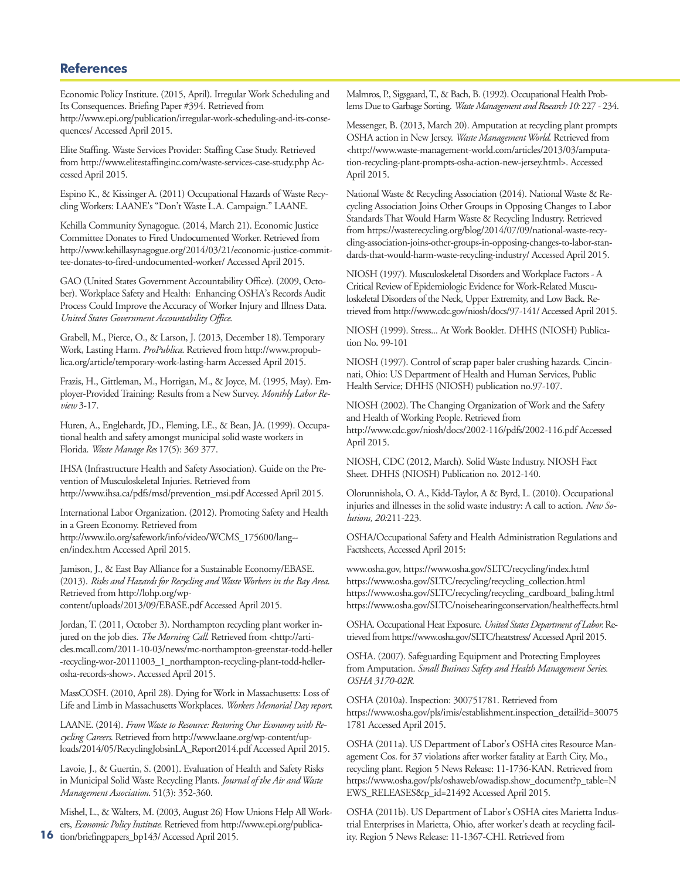## References

Economic Policy Institute. (2015, April). Irregular Work Scheduling and Its Consequences. Briefing Paper #394. Retrieved from http://www.epi.org/publication/irregular-work-scheduling-and-its-consequences/ Accessed April 2015.

Elite Staffing. Waste Services Provider: Staffing Case Study. Retrieved from http://www.elitestaffinginc.com/waste-services-case-study.php Accessed April 2015.

Espino K., & Kissinger A. (2011) Occupational Hazards of Waste Recycling Workers: LAANE's "Don't Waste L.A. Campaign." LAANE.

Kehilla Community Synagogue. (2014, March 21). Economic Justice Committee Donates to Fired Undocumented Worker. Retrieved from http://www.kehillasynagogue.org/2014/03/21/economic-justice-committee-donates-to-fired-undocumented-worker/ Accessed April 2015.

GAO (United States Government Accountability Office). (2009, October). Workplace Safety and Health: Enhancing OSHA's Records Audit Process Could Improve the Accuracy of Worker Injury and Illness Data. *United States Government Accountability Office*.

Grabell, M., Pierce, O., & Larson, J. (2013, December 18). Temporary Work, Lasting Harm. *ProPublica*. Retrieved from http://www.propublica.org/article/temporary-work-lasting-harm Accessed April 2015.

Frazis, H., Gittleman, M., Horrigan, M., & Joyce, M. (1995, May). Employer-Provided Training: Results from a New Survey. *Monthly Labor Review* 3-17.

Huren, A., Englehardt, JD., Fleming, LE., & Bean, JA. (1999). Occupational health and safety amongst municipal solid waste workers in Florida. *Waste Manage Res* 17(5): 369 377.

IHSA (Infrastructure Health and Safety Association). Guide on the Prevention of Musculoskeletal Injuries. Retrieved from http://www.ihsa.ca/pdfs/msd/prevention_msi.pdf Accessed April 2015.

International Labor Organization. (2012). Promoting Safety and Health in a Green Economy. Retrieved from http://www.ilo.org/safework/info/video/WCMS_175600/lang--en/index.htm Accessed April 2015.

Jamison, J., & East Bay Alliance for a Sustainable Economy/EBASE. (2013). *Risks and Hazards for Recycling and Waste Workers in the Bay Area*. Retrieved from http://lohp.org/wp-content/uploads/2013/09/EBASE.pdf Accessed April 2015.

Jordan, T. (2011, October 3). Northampton recycling plant worker injured on the job dies. *The Morning Call*. Retrieved from <http://articles.mcall.com/2011-10-03/news/mc-northampton-greenstar-todd-heller-recycling-wor-20111003_1_northampton-recycling-plant-todd-heller-osha-records-show>. Accessed April 2015.

MassCOSH. (2010, April 28). Dying for Work in Massachusetts: Loss of Life and Limb in Massachusetts Workplaces. *Workers Memorial Day report*.

LAANE. (2014). *From Waste to Resource: Restoring Our Economy with Recycling Careers*. Retrieved from http://www.laane.org/wp-content/uploads/2014/05/RecyclingJobsinLA_Report2014.pdf Accessed April 2015.

Lavoie, J., & Guertin, S. (2001). Evaluation of Health and Safety Risks in Municipal Solid Waste Recycling Plants. *Journal of the Air and Waste Management Association*. 51(3): 352-360.

Mishel, L., & Walters, M. (2003, August 26) How Unions Help All Workers, *Economic Policy Institute*. Retrieved from http://www.epi.org/publication/briefingpapers_bp143/ Accessed April 2015.

Malmros, P., Sigsgaard, T., & Bach, B. (1992). Occupational Health Problems Due to Garbage Sorting. *Waste Management and Research 10:* 227 - 234.

Messenger, B. (2013, March 20). Amputation at recycling plant prompts OSHA action in New Jersey. *Waste Management World*. Retrieved from <http://www.waste-management-world.com/articles/2013/03/amputation-recycling-plant-prompts-osha-action-new-jersey.html>. Accessed April 2015.

National Waste & Recycling Association (2014). National Waste & Recycling Association Joins Other Groups in Opposing Changes to Labor Standards That Would Harm Waste & Recycling Industry. Retrieved from https://wasterecycling.org/blog/2014/07/09/national-waste-recycling-association-joins-other-groups-in-opposing-changes-to-labor-standards-that-would-harm-waste-recycling-industry/ Accessed April 2015.

NIOSH (1997). Musculoskeletal Disorders and Workplace Factors - A Critical Review of Epidemiologic Evidence for Work-Related Musculoskeletal Disorders of the Neck, Upper Extremity, and Low Back. Retrieved from http://www.cdc.gov/niosh/docs/97-141/ Accessed April 2015.

NIOSH (1999). Stress... At Work Booklet. DHHS (NIOSH) Publication No. 99-101

NIOSH (1997). Control of scrap paper baler crushing hazards. Cincinnati, Ohio: US Department of Health and Human Services, Public Health Service; DHHS (NIOSH) publication no.97-107.

NIOSH (2002). The Changing Organization of Work and the Safety and Health of Working People. Retrieved from http://www.cdc.gov/niosh/docs/2002-116/pdfs/2002-116.pdf Accessed April 2015.

NIOSH, CDC (2012, March). Solid Waste Industry. NIOSH Fact Sheet. DHHS (NIOSH) Publication no. 2012-140.

Olorunnishola, O. A., Kidd-Taylor, A & Byrd, L. (2010). Occupational injuries and illnesses in the solid waste industry: A call to action. *New Solutions, 20*:211-223.

OSHA/Occupational Safety and Health Administration Regulations and Factsheets, Accessed April 2015:

www.osha.gov, https://www.osha.gov/SLTC/recycling/index.html
https://www.osha.gov/SLTC/recycling/recycling_collection.html
https://www.osha.gov/SLTC/recycling/recycling_cardboard_baling.html
https://www.osha.gov/SLTC/noisehearingconservation/healtheffects.html

OSHA. Occupational Heat Exposure. *United States Department of Labor.* Retrieved from https://www.osha.gov/SLTC/heatstress/ Accessed April 2015.

OSHA. (2007). Safeguarding Equipment and Protecting Employees from Amputation. *Small Business Safety and Health Management Series. OSHA 3170-02R.*

OSHA (2010a). Inspection: 300751781. Retrieved from https://www.osha.gov/pls/imis/establishment.inspection_detail?id=300751781 Accessed April 2015.

OSHA (2011a). US Department of Labor's OSHA cites Resource Management Cos. for 37 violations after worker fatality at Earth City, Mo., recycling plant. Region 5 News Release: 11-1736-KAN. Retrieved from https://www.osha.gov/pls/oshaweb/owadisp.show_document?p_table=NEWS_RELEASES&p_id=21492 Accessed April 2015.

OSHA (2011b). US Department of Labor's OSHA cites Marietta Industrial Enterprises in Marietta, Ohio, after worker's death at recycling facility. Region 5 News Release: 11-1367-CHI. Retrieved from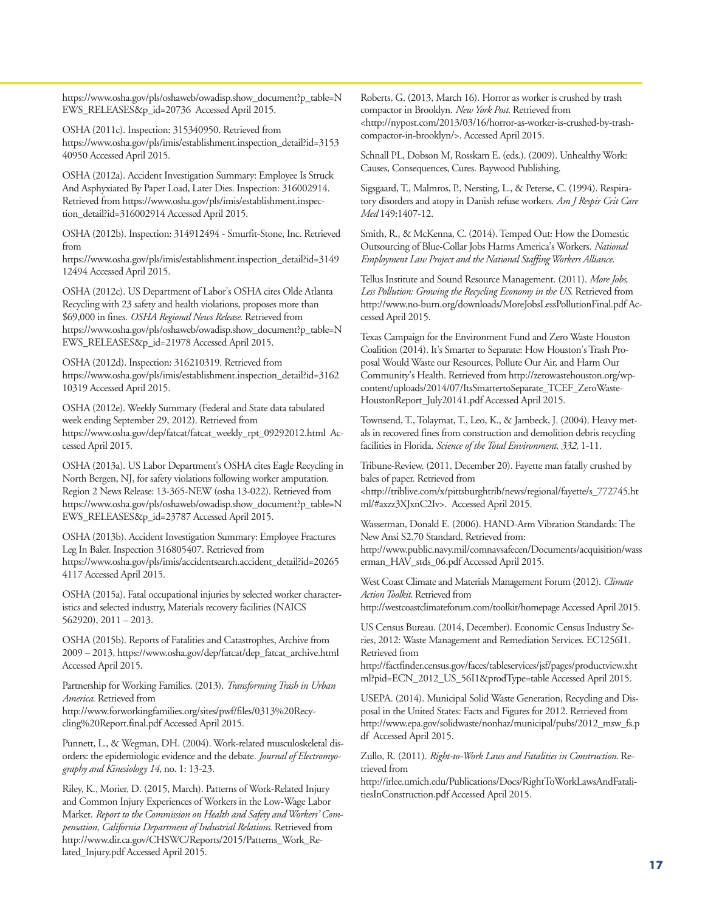https://www.osha.gov/pls/oshaweb/owadisp.show_document?p_table=NEWS_RELEASES&p_id=20736 Accessed April 2015.

OSHA (2011c). Inspection: 315340950. Retrieved from https://www.osha.gov/pls/imis/establishment.inspection_detail?id=315340950 Accessed April 2015.

OSHA (2012a). Accident Investigation Summary: Employee Is Struck And Asphyxiated By Paper Load, Later Dies. Inspection: 316002914. Retrieved from https://www.osha.gov/pls/imis/establishment.inspection_detail?id=316002914 Accessed April 2015.

OSHA (2012b). Inspection: 314912494 - Smurfit-Stone, Inc. Retrieved from https://www.osha.gov/pls/imis/establishment.inspection_detail?id=314912494 Accessed April 2015.

OSHA (2012c). US Department of Labor's OSHA cites Olde Atlanta Recycling with 23 safety and health violations, proposes more than $69,000 in fines. *OSHA Regional News Release.* Retrieved from https://www.osha.gov/pls/oshaweb/owadisp.show_document?p_table=NEWS_RELEASES&p_id=21978 Accessed April 2015.

OSHA (2012d). Inspection: 316210319. Retrieved from https://www.osha.gov/pls/imis/establishment.inspection_detail?id=316210319 Accessed April 2015.

OSHA (2012e). Weekly Summary (Federal and State data tabulated week ending September 29, 2012). Retrieved from https://www.osha.gov/dep/fatcat/fatcat_weekly_rpt_09292012.html Accessed April 2015.

OSHA (2013a). US Labor Department's OSHA cites Eagle Recycling in North Bergen, NJ, for safety violations following worker amputation. Region 2 News Release: 13-365-NEW (osha 13-022). Retrieved from https://www.osha.gov/pls/oshaweb/owadisp.show_document?p_table=NEWS_RELEASES&p_id=23787 Accessed April 2015.

OSHA (2013b). Accident Investigation Summary: Employee Fractures Leg In Baler. Inspection 316805407. Retrieved from https://www.osha.gov/pls/imis/accidentsearch.accident_detail?id=202654117 Accessed April 2015.

OSHA (2015a). Fatal occupational injuries by selected worker characteristics and selected industry, Materials recovery facilities (NAICS 562920), 2011 – 2013.

OSHA (2015b). Reports of Fatalities and Catastrophes, Archive from 2009 – 2013, https://www.osha.gov/dep/fatcat/dep_fatcat_archive.html Accessed April 2015.

Partnership for Working Families. (2013). *Transforming Trash in Urban America.* Retrieved from http://www.forworkingfamilies.org/sites/pwf/files/0313%20Recycling%20Report.final.pdf Accessed April 2015.

Punnett, L., & Wegman, DH. (2004). Work-related musculoskeletal disorders: the epidemiologic evidence and the debate. *Journal of Electromyography and Kinesiology 14*, no. 1: 13-23.

Riley, K., Morier, D. (2015, March). Patterns of Work-Related Injury and Common Injury Experiences of Workers in the Low-Wage Labor Market. *Report to the Commission on Health and Safety and Workers' Compensation, California Department of Industrial Relations.* Retrieved from http://www.dir.ca.gov/CHSWC/Reports/2015/Patterns_Work_Related_Injury.pdf Accessed April 2015.

Roberts, G. (2013, March 16). Horror as worker is crushed by trash compactor in Brooklyn. *New York Post.* Retrieved from <http://nypost.com/2013/03/16/horror-as-worker-is-crushed-by-trash-compactor-in-brooklyn/>. Accessed April 2015.

Schnall PL, Dobson M, Rosskam E. (eds.). (2009). Unhealthy Work: Causes, Consequences, Cures. Baywood Publishing.

Sigsgaard, T., Malmros, P., Nersting, L., & Peterse, C. (1994). Respiratory disorders and atopy in Danish refuse workers. *Am J Respir Crit Care Med* 149:1407-12.

Smith, R., & McKenna, C. (2014). Temped Out: How the Domestic Outsourcing of Blue-Collar Jobs Harms America's Workers. *National Employment Law Project and the National Staffing Workers Alliance.*

Tellus Institute and Sound Resource Management. (2011). *More Jobs, Less Pollution: Growing the Recycling Economy in the US.* Retrieved from http://www.no-burn.org/downloads/MoreJobsLessPollutionFinal.pdf Accessed April 2015.

Texas Campaign for the Environment Fund and Zero Waste Houston Coalition (2014). It's Smarter to Separate: How Houston's Trash Proposal Would Waste our Resources, Pollute Our Air, and Harm Our Community's Health. Retrieved from http://zerowastehouston.org/wp-content/uploads/2014/07/ItsSmartertoSeparate_TCEF_ZeroWasteHoustonReport_July20141.pdf Accessed April 2015.

Townsend, T., Tolaymat, T., Leo, K., & Jambeck, J. (2004). Heavy metals in recovered fines from construction and demolition debris recycling facilities in Florida. *Science of the Total Environment, 332,* 1-11.

Tribune-Review. (2011, December 20). Fayette man fatally crushed by bales of paper. Retrieved from <http://triblive.com/x/pittsburghtrib/news/regional/fayette/s_772745.html/#axzz3XJxnC2Iv>. Accessed April 2015.

Wasserman, Donald E. (2006). HAND-Arm Vibration Standards: The New Ansi S2.70 Standard. Retrieved from: http://www.public.navy.mil/comnavsafecen/Documents/acquisition/wasserman_HAV_stds_06.pdf Accessed April 2015.

West Coast Climate and Materials Management Forum (2012). *Climate Action Toolkit.* Retrieved from http://westcoastclimateforum.com/toolkit/homepage Accessed April 2015.

US Census Bureau. (2014, December). Economic Census Industry Series, 2012: Waste Management and Remediation Services. EC1256I1. Retrieved from http://factfinder.census.gov/faces/tableservices/jsf/pages/productview.xhtml?pid=ECN_2012_US_56I1&prodType=table Accessed April 2015.

USEPA. (2014). Municipal Solid Waste Generation, Recycling and Disposal in the United States: Facts and Figures for 2012. Retrieved from http://www.epa.gov/solidwaste/nonhaz/municipal/pubs/2012_msw_fs.pdf Accessed April 2015.

Zullo, R. (2011). *Right-to-Work Laws and Fatalities in Construction.* Retrieved from http://irlee.umich.edu/Publications/Docs/RightToWorkLawsAndFatalitiesInConstruction.pdf Accessed April 2015.